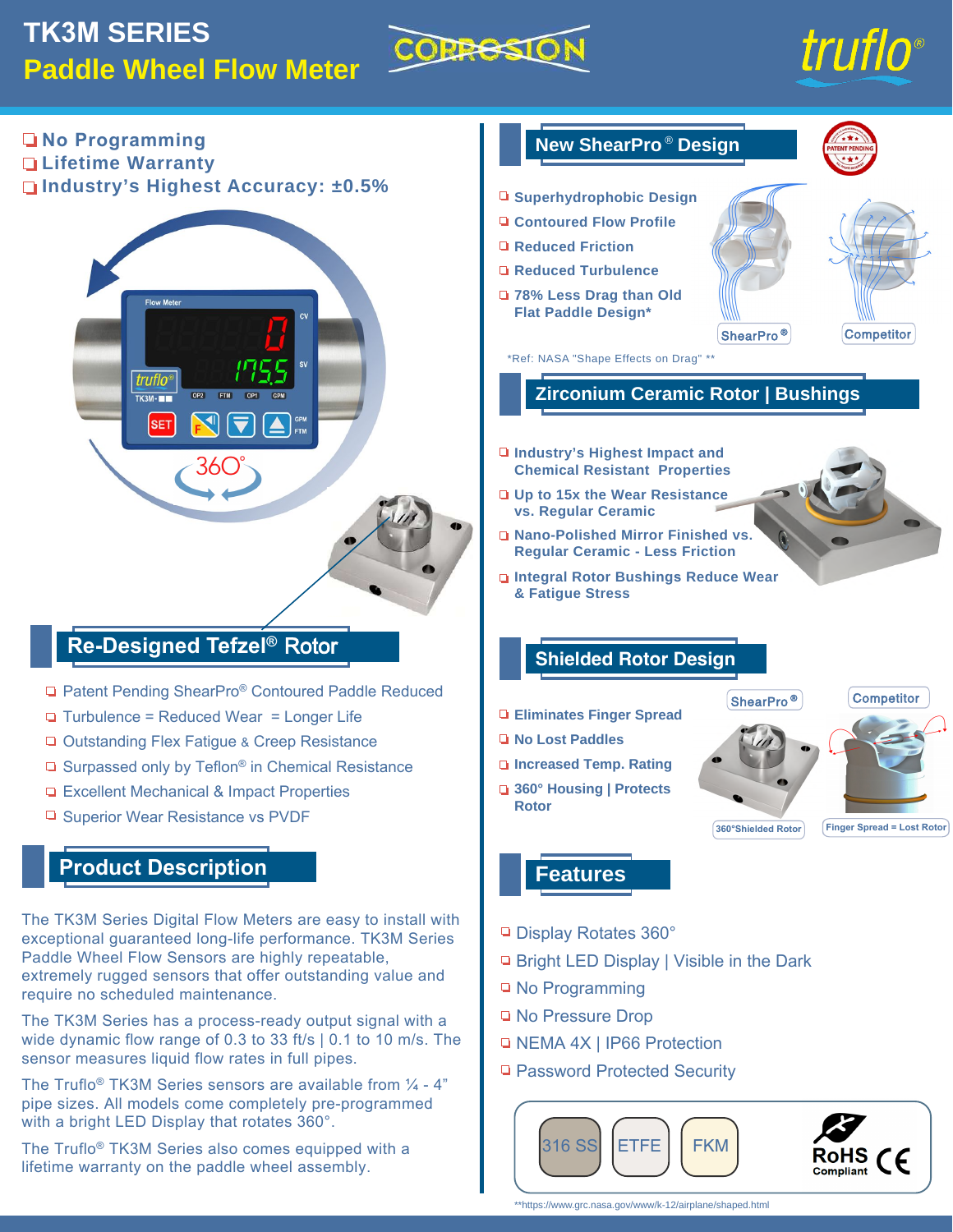# TK3M SERIES

## Paddle Wheel Flow Meter

CORROSION

truflo®

- No Programming
- Lifetime Warranty
- Industry's Highest Accuracy: ±0.5%

## Re-Designed Tefzel® Rotor

- Patent Pending ShearPro® Contoured Paddle Reduced
- Turbulence = Reduced Wear = Longer Life
- Outstanding Flex Fatigue & Creep Resistance
- Surpassed only by Teflon® in Chemical Resistance
- Excellent Mechanical & Impact Properties
- Superior Wear Resistance vs PVDF

## Product Description

The TK3M Series Digital Flow Meters are easy to install with exceptional guaranteed long-life performance. TK3M Series Paddle Wheel Flow Sensors are highly repeatable, extremely rugged sensors that offer outstanding value and require no scheduled maintenance.

The TK3M Series has a process-ready output signal with a wide dynamic flow range of 0.3 to 33 ft/s | 0.1 to 10 m/s. The sensor measures liquid flow rates in full pipes.

The Truflo® TK3M Series sensors are available from ¼ - 4" pipe sizes. All models come completely pre-programmed with a bright LED Display that rotates 360°.

The Truflo® TK3M Series also comes equipped with a lifetime warranty on the paddle wheel assembly.

## New ShearPro® Design

PATENT PENDING

- Superhydrophobic Design
- Contoured Flow Profile
- Reduced Friction
- Reduced Turbulence
- 78% Less Drag than Old Flat Paddle Design*

ShearPro® | Competitor

*Ref: NASA "Shape Effects on Drag" **

## Zirconium Ceramic Rotor | Bushings

- Industry's Highest Impact and Chemical Resistant Properties
- Up to 15x the Wear Resistance vs. Regular Ceramic
- Nano-Polished Mirror Finished vs. Regular Ceramic - Less Friction
- Integral Rotor Bushings Reduce Wear & Fatigue Stress

## Shielded Rotor Design

- Eliminates Finger Spread
- No Lost Paddles
- Increased Temp. Rating
- 360° Housing | Protects Rotor

ShearPro® | Competitor

360°Shielded Rotor | Finger Spread = Lost Rotor

## Features

- Display Rotates 360°
- Bright LED Display | Visible in the Dark
- No Programming
- No Pressure Drop
- NEMA 4X | IP66 Protection
- Password Protected Security

316 SS | ETFE | FKM | RoHS Compliant | CE

**https://www.grc.nasa.gov/www/k-12/airplane/shaped.html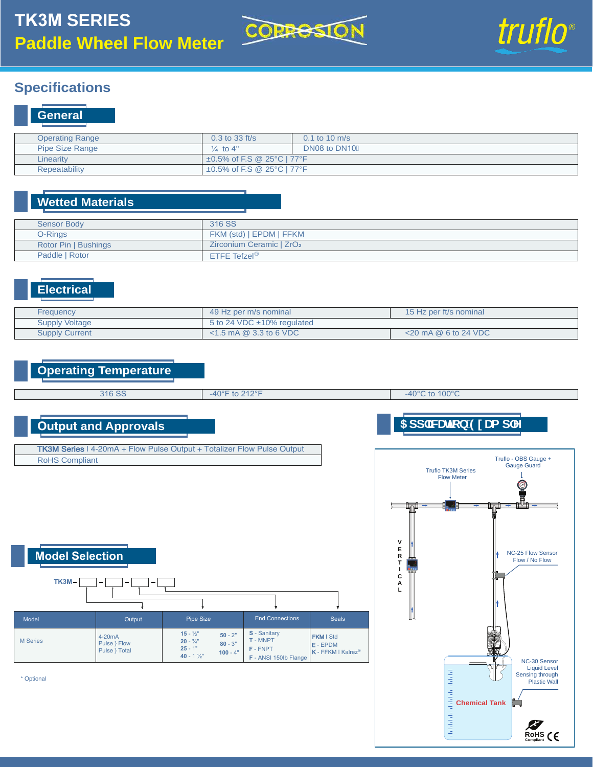# TK3M SERIES
## Paddle Wheel Flow Meter

CORROSION

truflo®

## Specifications

### General

| | | |
|---|---|---|
| Operating Range | 0.3 to 33 ft/s | 0.1 to 10 m/s |
| Pipe Size Range | ¼ to 4" | DN08 to DN10 |
| Linearity | ±0.5% of F.S @ 25°C \| 77°F | |
| Repeatability | ±0.5% of F.S @ 25°C \| 77°F | |

### Wetted Materials

| | |
|---|---|
| Sensor Body | 316 SS |
| O-Rings | FKM (std) \| EPDM \| FFKM |
| Rotor Pin \| Bushings | Zirconium Ceramic \| $ZrO_2$ |
| Paddle \| Rotor | ETFE Tefzel® |

### Electrical

| | | |
|---|---|---|
| Frequency | 49 Hz per m/s nominal | 15 Hz per ft/s nominal |
| Supply Voltage | 5 to 24 VDC ±10% regulated | |
| Supply Current | <1.5 mA @ 3.3 to 6 VDC | <20 mA @ 6 to 24 VDC |

### Operating Temperature

| | | |
|---|---|---|
| 316 SS | -40°F to 212°F | -40°C to 100°C |

### Output and Approvals

| |
|---|
| **TK3M Series** \| 4-20mA + Flow Pulse Output + Totalizer Flow Pulse Output |
| RoHS Compliant |

### Application Example

Truflo - OBS Gauge + Gauge Guard

Truflo TK3M Series Flow Meter

VERTICAL

NC-25 Flow Sensor Flow / No Flow

NC-30 Sensor Liquid Level Sensing through Plastic Wall

Chemical Tank

RoHS Compliant CE

### Model Selection

TK3M – ☐ – ☐ – ☐ – ☐

| Model | Output | Pipe Size | | End Connections | Seals |
|---|---|---|---|---|---|
| M Series | 4-20mA<br>Pulse } Flow<br>Pulse } Total | **15** - ½"<br>**20** - ¾"<br>**25** - 1"<br>**40** - 1 ½" | **50** - 2"<br>**80** - 3"<br>**100** - 4" | **S** - Sanitary<br>**T** - MNPT<br>**F** - FNPT<br>**F** - ANSI 150lb Flange | **FKM** \| Std<br>**E** - EPDM<br>**K** - FFKM \| Kalrez® |

\* Optional